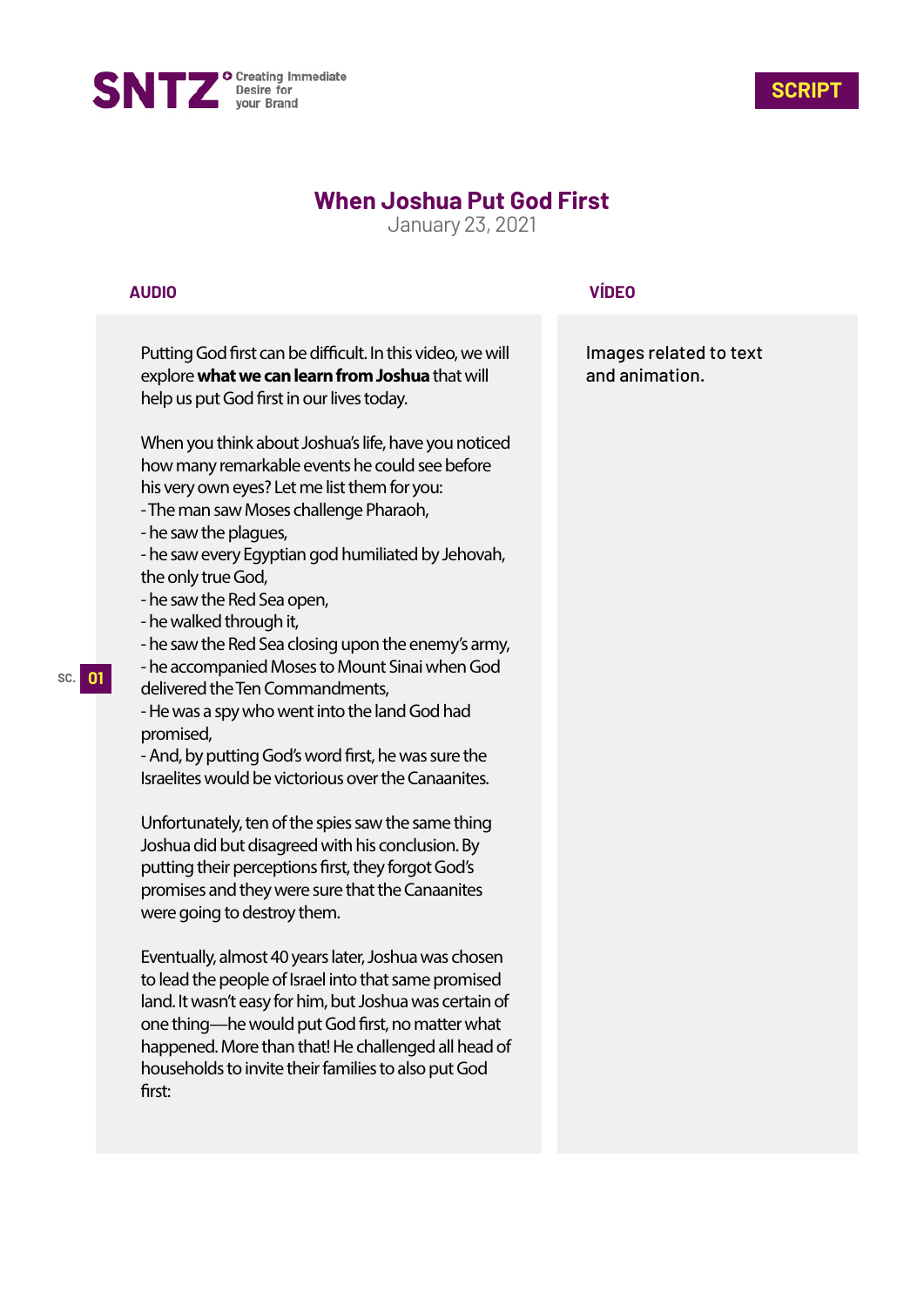SNTZ — Creating Immediate Desire for your Brand

**SCRIPT**

# When Joshua Put God First

January 23, 2021

| AUDIO | VÍDEO |
| --- | --- |
| Putting God first can be difficult. In this video, we will explore **what we can learn from Joshua** that will help us put God first in our lives today. | Images related to text and animation. |

SC. 01

**AUDIO:**

Putting God first can be difficult. In this video, we will explore **what we can learn from Joshua** that will help us put God first in our lives today.

When you think about Joshua's life, have you noticed how many remarkable events he could see before his very own eyes? Let me list them for you:

- The man saw Moses challenge Pharaoh,
- he saw the plagues,
- he saw every Egyptian god humiliated by Jehovah, the only true God,
- he saw the Red Sea open,
- he walked through it,
- he saw the Red Sea closing upon the enemy's army,
- he accompanied Moses to Mount Sinai when God delivered the Ten Commandments,
- He was a spy who went into the land God had promised,
- And, by putting God's word first, he was sure the Israelites would be victorious over the Canaanites.

Unfortunately, ten of the spies saw the same thing Joshua did but disagreed with his conclusion. By putting their perceptions first, they forgot God's promises and they were sure that the Canaanites were going to destroy them.

Eventually, almost 40 years later, Joshua was chosen to lead the people of Israel into that same promised land. It wasn't easy for him, but Joshua was certain of one thing—he would put God first, no matter what happened. More than that! He challenged all head of households to invite their families to also put God first:

**VÍDEO:**

Images related to text and animation.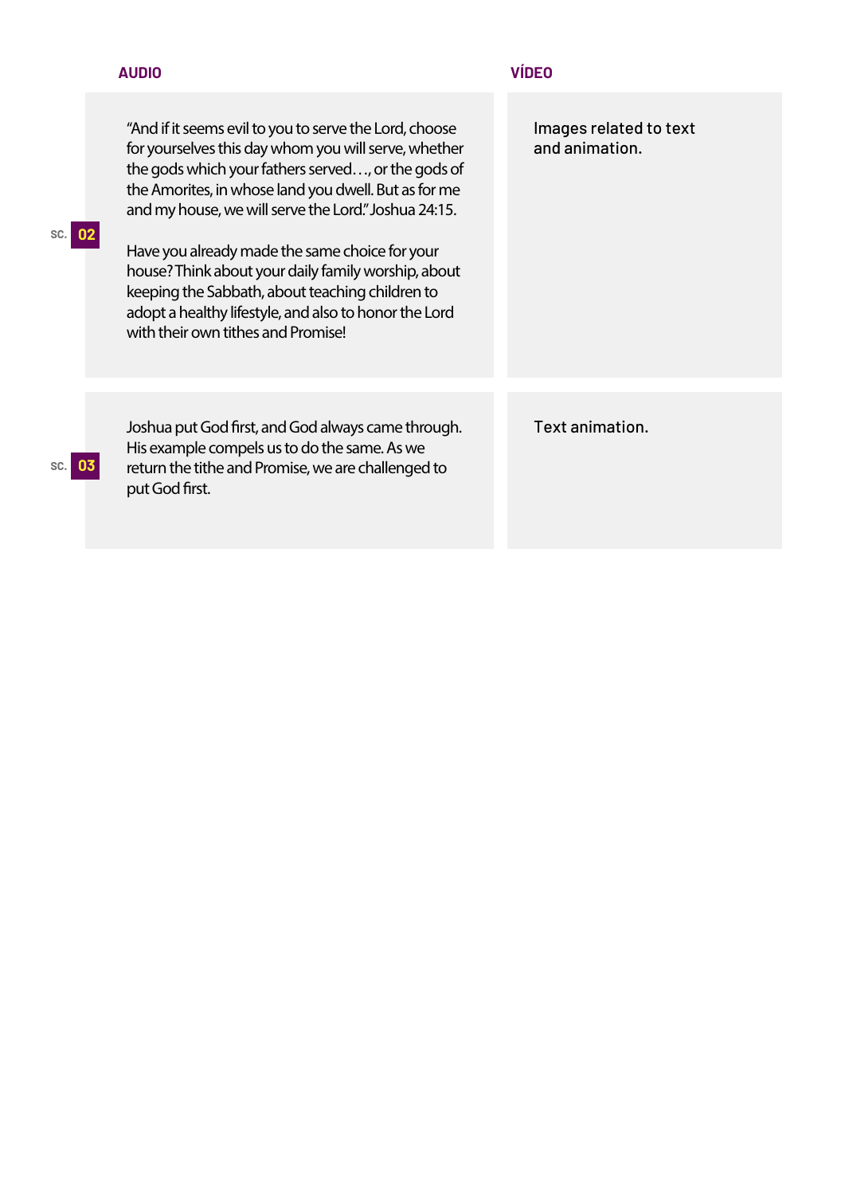| | AUDIO | VÍDEO |
|---|---|---|
| SC. 02 | “And if it seems evil to you to serve the Lord, choose for yourselves this day whom you will serve, whether the gods which your fathers served…, or the gods of the Amorites, in whose land you dwell. But as for me and my house, we will serve the Lord.” Joshua 24:15.<br><br>Have you already made the same choice for your house? Think about your daily family worship, about keeping the Sabbath, about teaching children to adopt a healthy lifestyle, and also to honor the Lord with their own tithes and Promise! | Images related to text and animation. |
| SC. 03 | Joshua put God first, and God always came through. His example compels us to do the same. As we return the tithe and Promise, we are challenged to put God first. | Text animation. |